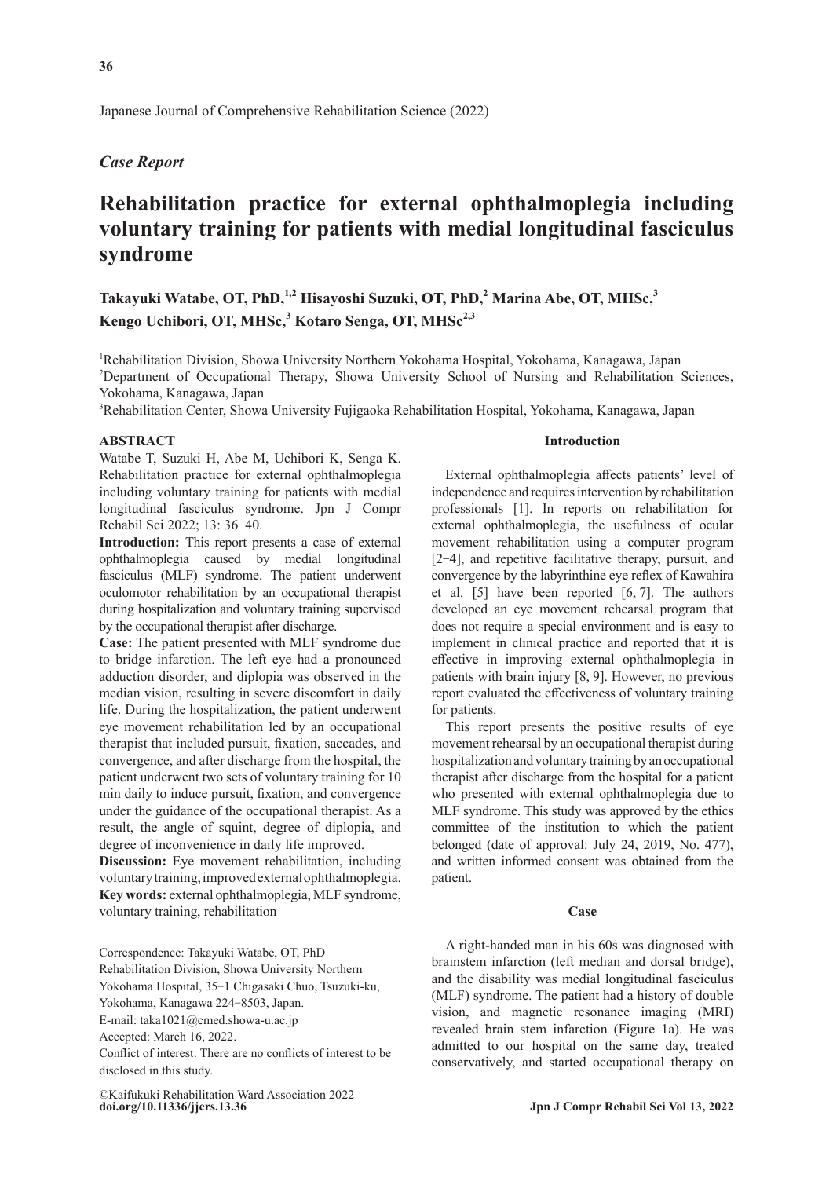Japanese Journal of Comprehensive Rehabilitation Science (2022)

*Case Report*

# Rehabilitation practice for external ophthalmoplegia including voluntary training for patients with medial longitudinal fasciculus syndrome

**Takayuki Watabe, OT, PhD,[1,2] Hisayoshi Suzuki, OT, PhD,[2] Marina Abe, OT, MHSc,[3] Kengo Uchibori, OT, MHSc,[3] Kotaro Senga, OT, MHSc[2,3]**

[1]Rehabilitation Division, Showa University Northern Yokohama Hospital, Yokohama, Kanagawa, Japan
[2]Department of Occupational Therapy, Showa University School of Nursing and Rehabilitation Sciences, Yokohama, Kanagawa, Japan
[3]Rehabilitation Center, Showa University Fujigaoka Rehabilitation Hospital, Yokohama, Kanagawa, Japan

## ABSTRACT

Watabe T, Suzuki H, Abe M, Uchibori K, Senga K. Rehabilitation practice for external ophthalmoplegia including voluntary training for patients with medial longitudinal fasciculus syndrome. Jpn J Compr Rehabil Sci 2022; 13: 36−40.

**Introduction:** This report presents a case of external ophthalmoplegia caused by medial longitudinal fasciculus (MLF) syndrome. The patient underwent oculomotor rehabilitation by an occupational therapist during hospitalization and voluntary training supervised by the occupational therapist after discharge.

**Case:** The patient presented with MLF syndrome due to bridge infarction. The left eye had a pronounced adduction disorder, and diplopia was observed in the median vision, resulting in severe discomfort in daily life. During the hospitalization, the patient underwent eye movement rehabilitation led by an occupational therapist that included pursuit, fixation, saccades, and convergence, and after discharge from the hospital, the patient underwent two sets of voluntary training for 10 min daily to induce pursuit, fixation, and convergence under the guidance of the occupational therapist. As a result, the angle of squint, degree of diplopia, and degree of inconvenience in daily life improved.

**Discussion:** Eye movement rehabilitation, including voluntary training, improved external ophthalmoplegia.

**Key words:** external ophthalmoplegia, MLF syndrome, voluntary training, rehabilitation

Correspondence: Takayuki Watabe, OT, PhD
Rehabilitation Division, Showa University Northern Yokohama Hospital, 35−1 Chigasaki Chuo, Tsuzuki-ku, Yokohama, Kanagawa 224−8503, Japan.
E-mail: taka1021@cmed.showa-u.ac.jp
Accepted: March 16, 2022.
Conflict of interest: There are no conflicts of interest to be disclosed in this study.

©Kaifukuki Rehabilitation Ward Association 2022
**doi.org/10.11336/jjcrs.13.36**

## Introduction

External ophthalmoplegia affects patients' level of independence and requires intervention by rehabilitation professionals [1]. In reports on rehabilitation for external ophthalmoplegia, the usefulness of ocular movement rehabilitation using a computer program [2−4], and repetitive facilitative therapy, pursuit, and convergence by the labyrinthine eye reflex of Kawahira et al. [5] have been reported [6, 7]. The authors developed an eye movement rehearsal program that does not require a special environment and is easy to implement in clinical practice and reported that it is effective in improving external ophthalmoplegia in patients with brain injury [8, 9]. However, no previous report evaluated the effectiveness of voluntary training for patients.

This report presents the positive results of eye movement rehearsal by an occupational therapist during hospitalization and voluntary training by an occupational therapist after discharge from the hospital for a patient who presented with external ophthalmoplegia due to MLF syndrome. This study was approved by the ethics committee of the institution to which the patient belonged (date of approval: July 24, 2019, No. 477), and written informed consent was obtained from the patient.

## Case

A right-handed man in his 60s was diagnosed with brainstem infarction (left median and dorsal bridge), and the disability was medial longitudinal fasciculus (MLF) syndrome. The patient had a history of double vision, and magnetic resonance imaging (MRI) revealed brain stem infarction (Figure 1a). He was admitted to our hospital on the same day, treated conservatively, and started occupational therapy on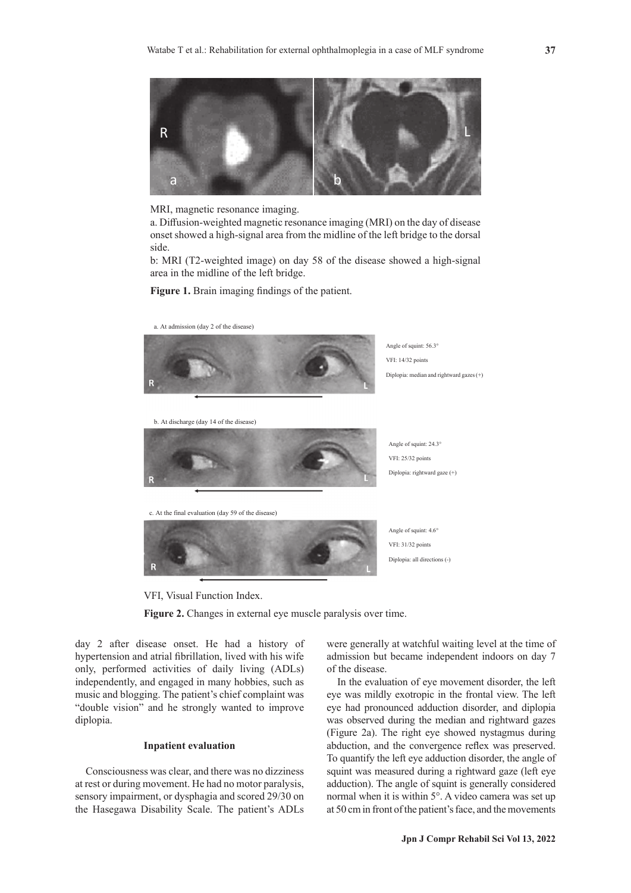MRI, magnetic resonance imaging.

a. Diffusion-weighted magnetic resonance imaging (MRI) on the day of disease onset showed a high-signal area from the midline of the left bridge to the dorsal side.

b: MRI (T2-weighted image) on day 58 of the disease showed a high-signal area in the midline of the left bridge.

**Figure 1.** Brain imaging findings of the patient.

a. At admission (day 2 of the disease)

Angle of squint: 56.3°

VFI: 14/32 points

Diplopia: median and rightward gazes (+)

b. At discharge (day 14 of the disease)

Angle of squint: 24.3°

VFI: 25/32 points

Diplopia: rightward gaze (+)

c. At the final evaluation (day 59 of the disease)

Angle of squint: 4.6°

VFI: 31/32 points

Diplopia: all directions (-)

VFI, Visual Function Index.

**Figure 2.** Changes in external eye muscle paralysis over time.

day 2 after disease onset. He had a history of hypertension and atrial fibrillation, lived with his wife only, performed activities of daily living (ADLs) independently, and engaged in many hobbies, such as music and blogging. The patient's chief complaint was "double vision" and he strongly wanted to improve diplopia.

### Inpatient evaluation

Consciousness was clear, and there was no dizziness at rest or during movement. He had no motor paralysis, sensory impairment, or dysphagia and scored 29/30 on the Hasegawa Disability Scale. The patient's ADLs were generally at watchful waiting level at the time of admission but became independent indoors on day 7 of the disease.

In the evaluation of eye movement disorder, the left eye was mildly exotropic in the frontal view. The left eye had pronounced adduction disorder, and diplopia was observed during the median and rightward gazes (Figure 2a). The right eye showed nystagmus during abduction, and the convergence reflex was preserved. To quantify the left eye adduction disorder, the angle of squint was measured during a rightward gaze (left eye adduction). The angle of squint is generally considered normal when it is within 5°. A video camera was set up at 50 cm in front of the patient's face, and the movements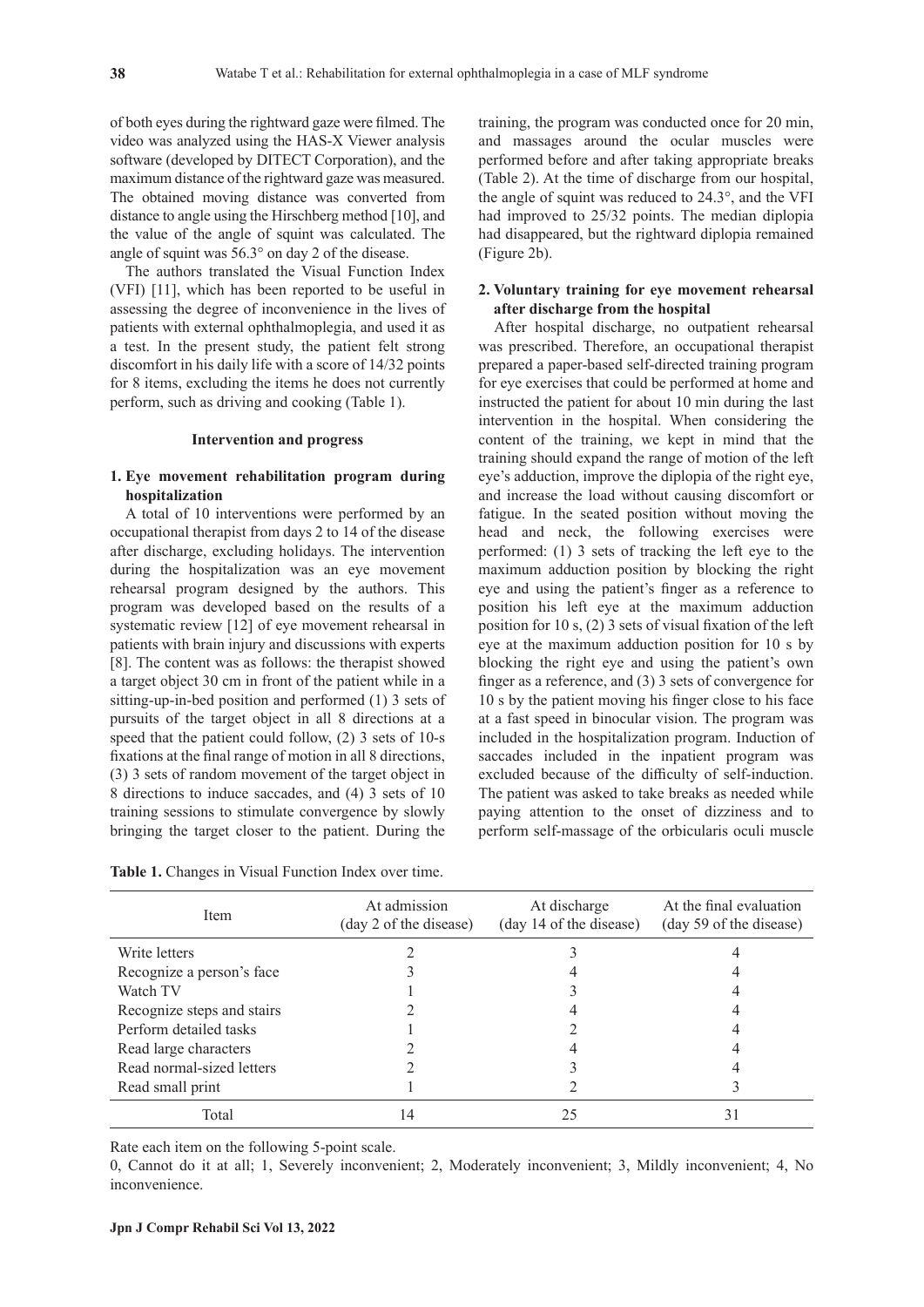of both eyes during the rightward gaze were filmed. The video was analyzed using the HAS-X Viewer analysis software (developed by DITECT Corporation), and the maximum distance of the rightward gaze was measured. The obtained moving distance was converted from distance to angle using the Hirschberg method [10], and the value of the angle of squint was calculated. The angle of squint was 56.3° on day 2 of the disease.

The authors translated the Visual Function Index (VFI) [11], which has been reported to be useful in assessing the degree of inconvenience in the lives of patients with external ophthalmoplegia, and used it as a test. In the present study, the patient felt strong discomfort in his daily life with a score of 14/32 points for 8 items, excluding the items he does not currently perform, such as driving and cooking (Table 1).

## Intervention and progress

### 1. Eye movement rehabilitation program during hospitalization

A total of 10 interventions were performed by an occupational therapist from days 2 to 14 of the disease after discharge, excluding holidays. The intervention during the hospitalization was an eye movement rehearsal program designed by the authors. This program was developed based on the results of a systematic review [12] of eye movement rehearsal in patients with brain injury and discussions with experts [8]. The content was as follows: the therapist showed a target object 30 cm in front of the patient while in a sitting-up-in-bed position and performed (1) 3 sets of pursuits of the target object in all 8 directions at a speed that the patient could follow, (2) 3 sets of 10-s fixations at the final range of motion in all 8 directions, (3) 3 sets of random movement of the target object in 8 directions to induce saccades, and (4) 3 sets of 10 training sessions to stimulate convergence by slowly bringing the target closer to the patient. During the training, the program was conducted once for 20 min, and massages around the ocular muscles were performed before and after taking appropriate breaks (Table 2). At the time of discharge from our hospital, the angle of squint was reduced to 24.3°, and the VFI had improved to 25/32 points. The median diplopia had disappeared, but the rightward diplopia remained (Figure 2b).

### 2. Voluntary training for eye movement rehearsal after discharge from the hospital

After hospital discharge, no outpatient rehearsal was prescribed. Therefore, an occupational therapist prepared a paper-based self-directed training program for eye exercises that could be performed at home and instructed the patient for about 10 min during the last intervention in the hospital. When considering the content of the training, we kept in mind that the training should expand the range of motion of the left eye's adduction, improve the diplopia of the right eye, and increase the load without causing discomfort or fatigue. In the seated position without moving the head and neck, the following exercises were performed: (1) 3 sets of tracking the left eye to the maximum adduction position by blocking the right eye and using the patient's finger as a reference to position his left eye at the maximum adduction position for 10 s, (2) 3 sets of visual fixation of the left eye at the maximum adduction position for 10 s by blocking the right eye and using the patient's own finger as a reference, and (3) 3 sets of convergence for 10 s by the patient moving his finger close to his face at a fast speed in binocular vision. The program was included in the hospitalization program. Induction of saccades included in the inpatient program was excluded because of the difficulty of self-induction. The patient was asked to take breaks as needed while paying attention to the onset of dizziness and to perform self-massage of the orbicularis oculi muscle

**Table 1.** Changes in Visual Function Index over time.

| Item | At admission (day 2 of the disease) | At discharge (day 14 of the disease) | At the final evaluation (day 59 of the disease) |
|---|---|---|---|
| Write letters | 2 | 3 | 4 |
| Recognize a person's face | 3 | 4 | 4 |
| Watch TV | 1 | 3 | 4 |
| Recognize steps and stairs | 2 | 4 | 4 |
| Perform detailed tasks | 1 | 2 | 4 |
| Read large characters | 2 | 4 | 4 |
| Read normal-sized letters | 2 | 3 | 4 |
| Read small print | 1 | 2 | 3 |
| Total | 14 | 25 | 31 |

Rate each item on the following 5-point scale.

0, Cannot do it at all; 1, Severely inconvenient; 2, Moderately inconvenient; 3, Mildly inconvenient; 4, No inconvenience.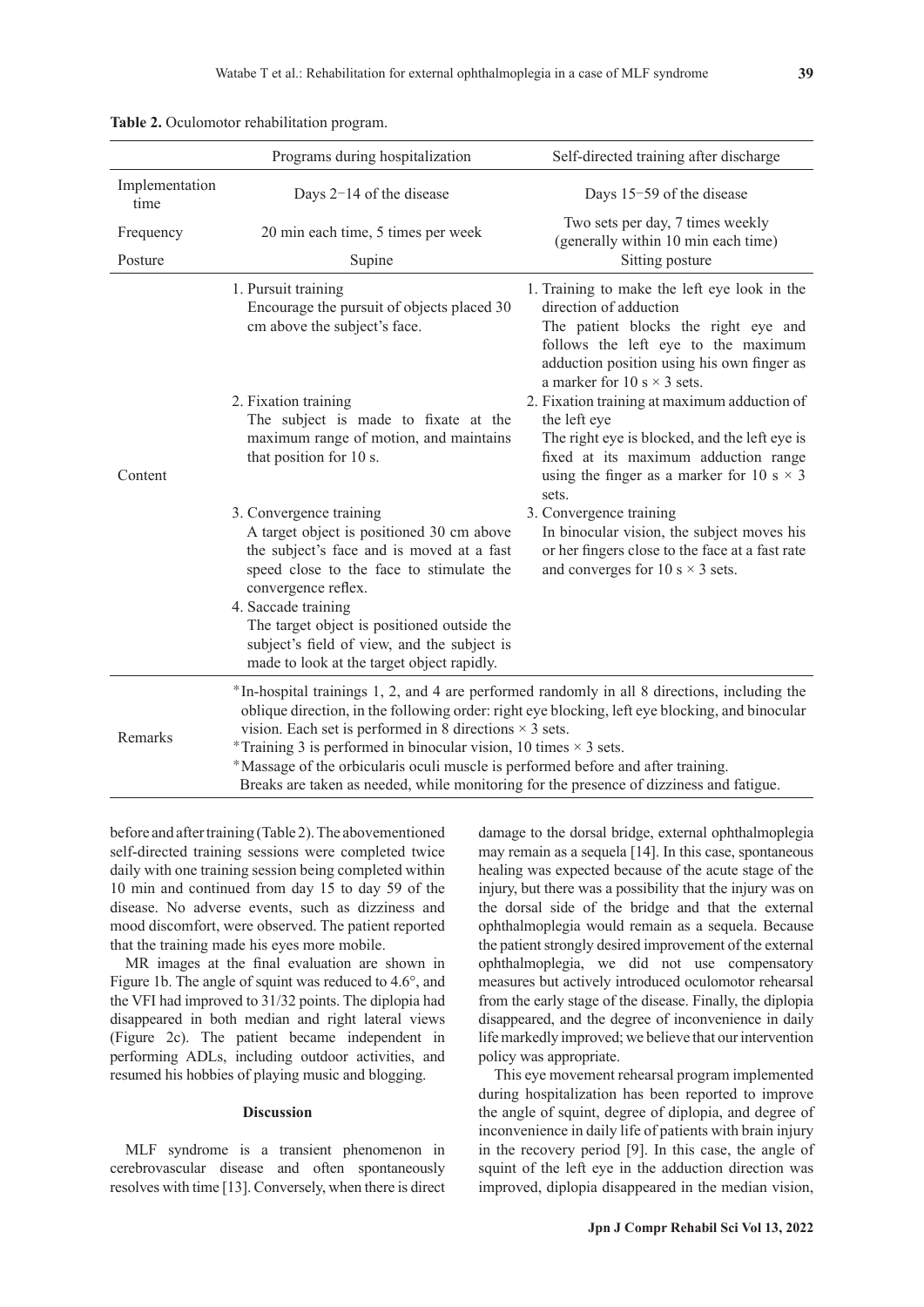**Table 2.** Oculomotor rehabilitation program.

| | Programs during hospitalization | Self-directed training after discharge |
|---|---|---|
| Implementation time | Days 2−14 of the disease | Days 15−59 of the disease |
| Frequency | 20 min each time, 5 times per week | Two sets per day, 7 times weekly (generally within 10 min each time) |
| Posture | Supine | Sitting posture |
| Content | 1. Pursuit training<br>Encourage the pursuit of objects placed 30 cm above the subject's face.<br><br>2. Fixation training<br>The subject is made to fixate at the maximum range of motion, and maintains that position for 10 s.<br><br>3. Convergence training<br>A target object is positioned 30 cm above the subject's face and is moved at a fast speed close to the face to stimulate the convergence reflex.<br>4. Saccade training<br>The target object is positioned outside the subject's field of view, and the subject is made to look at the target object rapidly. | 1. Training to make the left eye look in the direction of adduction<br>The patient blocks the right eye and follows the left eye to the maximum adduction position using his own finger as a marker for 10 s × 3 sets.<br>2. Fixation training at maximum adduction of the left eye<br>The right eye is blocked, and the left eye is fixed at its maximum adduction range using the finger as a marker for 10 s × 3 sets.<br>3. Convergence training<br>In binocular vision, the subject moves his or her fingers close to the face at a fast rate and converges for 10 s × 3 sets. |
| Remarks | *In-hospital trainings 1, 2, and 4 are performed randomly in all 8 directions, including the oblique direction, in the following order: right eye blocking, left eye blocking, and binocular vision. Each set is performed in 8 directions × 3 sets.<br>*Training 3 is performed in binocular vision, 10 times × 3 sets.<br>*Massage of the orbicularis oculi muscle is performed before and after training.<br>Breaks are taken as needed, while monitoring for the presence of dizziness and fatigue. | |

before and after training (Table 2). The abovementioned self-directed training sessions were completed twice daily with one training session being completed within 10 min and continued from day 15 to day 59 of the disease. No adverse events, such as dizziness and mood discomfort, were observed. The patient reported that the training made his eyes more mobile.

MR images at the final evaluation are shown in Figure 1b. The angle of squint was reduced to 4.6°, and the VFI had improved to 31/32 points. The diplopia had disappeared in both median and right lateral views (Figure 2c). The patient became independent in performing ADLs, including outdoor activities, and resumed his hobbies of playing music and blogging.

## Discussion

MLF syndrome is a transient phenomenon in cerebrovascular disease and often spontaneously resolves with time [13]. Conversely, when there is direct damage to the dorsal bridge, external ophthalmoplegia may remain as a sequela [14]. In this case, spontaneous healing was expected because of the acute stage of the injury, but there was a possibility that the injury was on the dorsal side of the bridge and that the external ophthalmoplegia would remain as a sequela. Because the patient strongly desired improvement of the external ophthalmoplegia, we did not use compensatory measures but actively introduced oculomotor rehearsal from the early stage of the disease. Finally, the diplopia disappeared, and the degree of inconvenience in daily life markedly improved; we believe that our intervention policy was appropriate.

This eye movement rehearsal program implemented during hospitalization has been reported to improve the angle of squint, degree of diplopia, and degree of inconvenience in daily life of patients with brain injury in the recovery period [9]. In this case, the angle of squint of the left eye in the adduction direction was improved, diplopia disappeared in the median vision,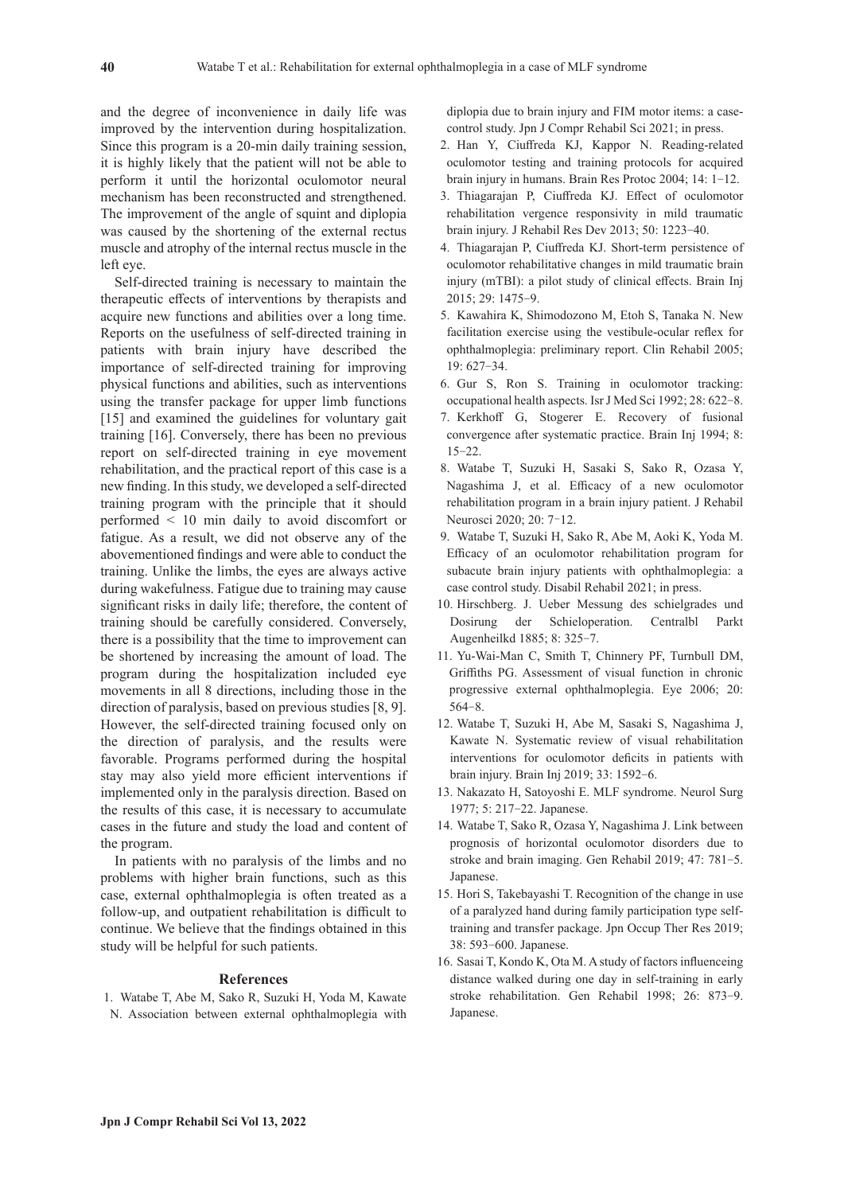and the degree of inconvenience in daily life was improved by the intervention during hospitalization. Since this program is a 20-min daily training session, it is highly likely that the patient will not be able to perform it until the horizontal oculomotor neural mechanism has been reconstructed and strengthened. The improvement of the angle of squint and diplopia was caused by the shortening of the external rectus muscle and atrophy of the internal rectus muscle in the left eye.

Self-directed training is necessary to maintain the therapeutic effects of interventions by therapists and acquire new functions and abilities over a long time. Reports on the usefulness of self-directed training in patients with brain injury have described the importance of self-directed training for improving physical functions and abilities, such as interventions using the transfer package for upper limb functions [15] and examined the guidelines for voluntary gait training [16]. Conversely, there has been no previous report on self-directed training in eye movement rehabilitation, and the practical report of this case is a new finding. In this study, we developed a self-directed training program with the principle that it should performed < 10 min daily to avoid discomfort or fatigue. As a result, we did not observe any of the abovementioned findings and were able to conduct the training. Unlike the limbs, the eyes are always active during wakefulness. Fatigue due to training may cause significant risks in daily life; therefore, the content of training should be carefully considered. Conversely, there is a possibility that the time to improvement can be shortened by increasing the amount of load. The program during the hospitalization included eye movements in all 8 directions, including those in the direction of paralysis, based on previous studies [8, 9]. However, the self-directed training focused only on the direction of paralysis, and the results were favorable. Programs performed during the hospital stay may also yield more efficient interventions if implemented only in the paralysis direction. Based on the results of this case, it is necessary to accumulate cases in the future and study the load and content of the program.

In patients with no paralysis of the limbs and no problems with higher brain functions, such as this case, external ophthalmoplegia is often treated as a follow-up, and outpatient rehabilitation is difficult to continue. We believe that the findings obtained in this study will be helpful for such patients.

## References

1. Watabe T, Abe M, Sako R, Suzuki H, Yoda M, Kawate N. Association between external ophthalmoplegia with diplopia due to brain injury and FIM motor items: a case-control study. Jpn J Compr Rehabil Sci 2021; in press.
2. Han Y, Ciuffreda KJ, Kappor N. Reading-related oculomotor testing and training protocols for acquired brain injury in humans. Brain Res Protoc 2004; 14: 1−12.
3. Thiagarajan P, Ciuffreda KJ. Effect of oculomotor rehabilitation vergence responsivity in mild traumatic brain injury. J Rehabil Res Dev 2013; 50: 1223−40.
4. Thiagarajan P, Ciuffreda KJ. Short-term persistence of oculomotor rehabilitative changes in mild traumatic brain injury (mTBI): a pilot study of clinical effects. Brain Inj 2015; 29: 1475−9.
5. Kawahira K, Shimodozono M, Etoh S, Tanaka N. New facilitation exercise using the vestibule-ocular reflex for ophthalmoplegia: preliminary report. Clin Rehabil 2005; 19: 627−34.
6. Gur S, Ron S. Training in oculomotor tracking: occupational health aspects. Isr J Med Sci 1992; 28: 622−8.
7. Kerkhoff G, Stogerer E. Recovery of fusional convergence after systematic practice. Brain Inj 1994; 8: 15−22.
8. Watabe T, Suzuki H, Sasaki S, Sako R, Ozasa Y, Nagashima J, et al. Efficacy of a new oculomotor rehabilitation program in a brain injury patient. J Rehabil Neurosci 2020; 20: 7−12.
9. Watabe T, Suzuki H, Sako R, Abe M, Aoki K, Yoda M. Efficacy of an oculomotor rehabilitation program for subacute brain injury patients with ophthalmoplegia: a case control study. Disabil Rehabil 2021; in press.
10. Hirschberg. J. Ueber Messung des schielgrades und Dosirung der Schieloperation. Centralbl Parkt Augenheilkd 1885; 8: 325−7.
11. Yu-Wai-Man C, Smith T, Chinnery PF, Turnbull DM, Griffiths PG. Assessment of visual function in chronic progressive external ophthalmoplegia. Eye 2006; 20: 564−8.
12. Watabe T, Suzuki H, Abe M, Sasaki S, Nagashima J, Kawate N. Systematic review of visual rehabilitation interventions for oculomotor deficits in patients with brain injury. Brain Inj 2019; 33: 1592−6.
13. Nakazato H, Satoyoshi E. MLF syndrome. Neurol Surg 1977; 5: 217−22. Japanese.
14. Watabe T, Sako R, Ozasa Y, Nagashima J. Link between prognosis of horizontal oculomotor disorders due to stroke and brain imaging. Gen Rehabil 2019; 47: 781−5. Japanese.
15. Hori S, Takebayashi T. Recognition of the change in use of a paralyzed hand during family participation type self-training and transfer package. Jpn Occup Ther Res 2019; 38: 593−600. Japanese.
16. Sasai T, Kondo K, Ota M. A study of factors influenceing distance walked during one day in self-training in early stroke rehabilitation. Gen Rehabil 1998; 26: 873−9. Japanese.